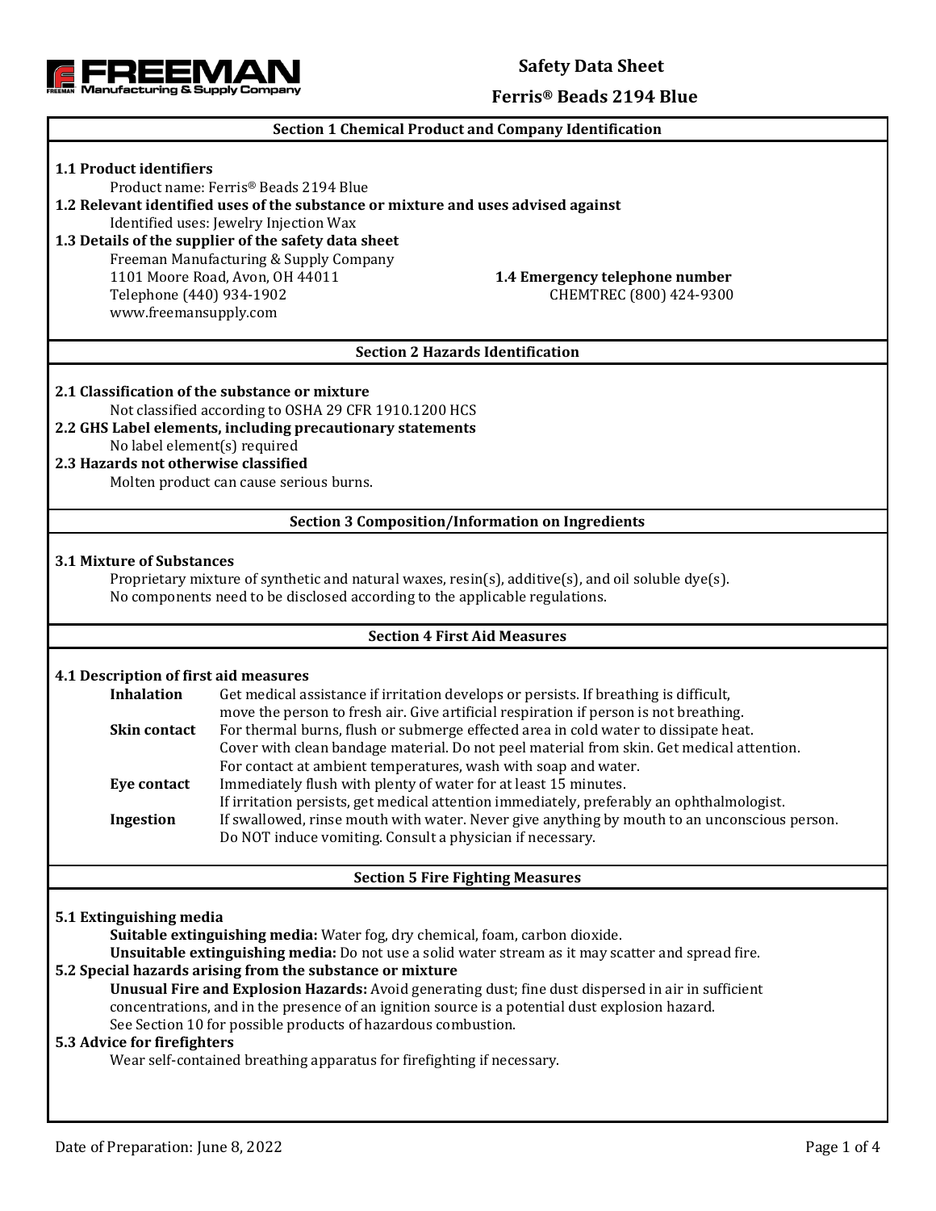# Safety Data Sheet

## Ferris® Beads 2194 Blue

### Section 1 Chemical Product and Company Identification

**1.1 Product identifiers**

Product name: Ferris® Beads 2194 Blue

**1.2 Relevant identified uses of the substance or mixture and uses advised against**

Identified uses: Jewelry Injection Wax

**1.3 Details of the supplier of the safety data sheet**

Freeman Manufacturing & Supply Company
1101 Moore Road, Avon, OH 44011
Telephone (440) 934-1902
www.freemansupply.com

**1.4 Emergency telephone number**

CHEMTREC (800) 424-9300

### Section 2 Hazards Identification

**2.1 Classification of the substance or mixture**

Not classified according to OSHA 29 CFR 1910.1200 HCS

**2.2 GHS Label elements, including precautionary statements**

No label element(s) required

**2.3 Hazards not otherwise classified**

Molten product can cause serious burns.

### Section 3 Composition/Information on Ingredients

**3.1 Mixture of Substances**

Proprietary mixture of synthetic and natural waxes, resin(s), additive(s), and oil soluble dye(s).
No components need to be disclosed according to the applicable regulations.

### Section 4 First Aid Measures

**4.1 Description of first aid measures**

**Inhalation** Get medical assistance if irritation develops or persists. If breathing is difficult, move the person to fresh air. Give artificial respiration if person is not breathing.

**Skin contact** For thermal burns, flush or submerge effected area in cold water to dissipate heat. Cover with clean bandage material. Do not peel material from skin. Get medical attention. For contact at ambient temperatures, wash with soap and water.

**Eye contact** Immediately flush with plenty of water for at least 15 minutes. If irritation persists, get medical attention immediately, preferably an ophthalmologist.

**Ingestion** If swallowed, rinse mouth with water. Never give anything by mouth to an unconscious person. Do NOT induce vomiting. Consult a physician if necessary.

### Section 5 Fire Fighting Measures

**5.1 Extinguishing media**

**Suitable extinguishing media:** Water fog, dry chemical, foam, carbon dioxide.

**Unsuitable extinguishing media:** Do not use a solid water stream as it may scatter and spread fire.

**5.2 Special hazards arising from the substance or mixture**

**Unusual Fire and Explosion Hazards:** Avoid generating dust; fine dust dispersed in air in sufficient concentrations, and in the presence of an ignition source is a potential dust explosion hazard. See Section 10 for possible products of hazardous combustion.

**5.3 Advice for firefighters**

Wear self-contained breathing apparatus for firefighting if necessary.

Date of Preparation: June 8, 2022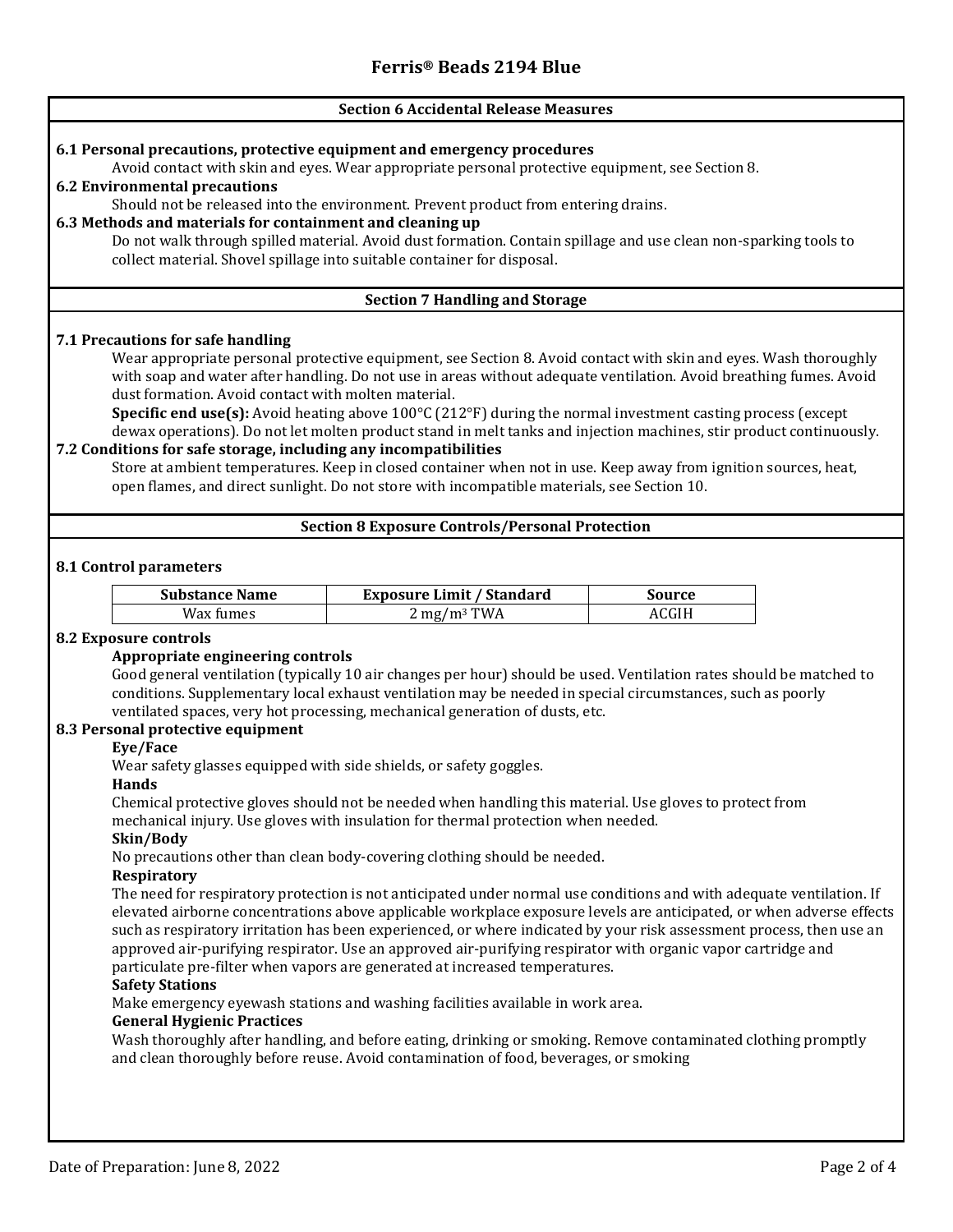## Section 6 Accidental Release Measures

### 6.1 Personal precautions, protective equipment and emergency procedures

Avoid contact with skin and eyes. Wear appropriate personal protective equipment, see Section 8.

### 6.2 Environmental precautions

Should not be released into the environment. Prevent product from entering drains.

### 6.3 Methods and materials for containment and cleaning up

Do not walk through spilled material. Avoid dust formation. Contain spillage and use clean non-sparking tools to collect material. Shovel spillage into suitable container for disposal.

## Section 7 Handling and Storage

### 7.1 Precautions for safe handling

Wear appropriate personal protective equipment, see Section 8. Avoid contact with skin and eyes. Wash thoroughly with soap and water after handling. Do not use in areas without adequate ventilation. Avoid breathing fumes. Avoid dust formation. Avoid contact with molten material.

**Specific end use(s):** Avoid heating above 100°C (212°F) during the normal investment casting process (except dewax operations). Do not let molten product stand in melt tanks and injection machines, stir product continuously.

### 7.2 Conditions for safe storage, including any incompatibilities

Store at ambient temperatures. Keep in closed container when not in use. Keep away from ignition sources, heat, open flames, and direct sunlight. Do not store with incompatible materials, see Section 10.

## Section 8 Exposure Controls/Personal Protection

### 8.1 Control parameters

| Substance Name | Exposure Limit / Standard | Source |
|---|---|---|
| Wax fumes | 2 mg/m³ TWA | ACGIH |

### 8.2 Exposure controls

**Appropriate engineering controls**

Good general ventilation (typically 10 air changes per hour) should be used. Ventilation rates should be matched to conditions. Supplementary local exhaust ventilation may be needed in special circumstances, such as poorly ventilated spaces, very hot processing, mechanical generation of dusts, etc.

### 8.3 Personal protective equipment

**Eye/Face**

Wear safety glasses equipped with side shields, or safety goggles.

**Hands**

Chemical protective gloves should not be needed when handling this material. Use gloves to protect from mechanical injury. Use gloves with insulation for thermal protection when needed.

**Skin/Body**

No precautions other than clean body-covering clothing should be needed.

**Respiratory**

The need for respiratory protection is not anticipated under normal use conditions and with adequate ventilation. If elevated airborne concentrations above applicable workplace exposure levels are anticipated, or when adverse effects such as respiratory irritation has been experienced, or where indicated by your risk assessment process, then use an approved air-purifying respirator. Use an approved air-purifying respirator with organic vapor cartridge and particulate pre-filter when vapors are generated at increased temperatures.

**Safety Stations**

Make emergency eyewash stations and washing facilities available in work area.

**General Hygienic Practices**

Wash thoroughly after handling, and before eating, drinking or smoking. Remove contaminated clothing promptly and clean thoroughly before reuse. Avoid contamination of food, beverages, or smoking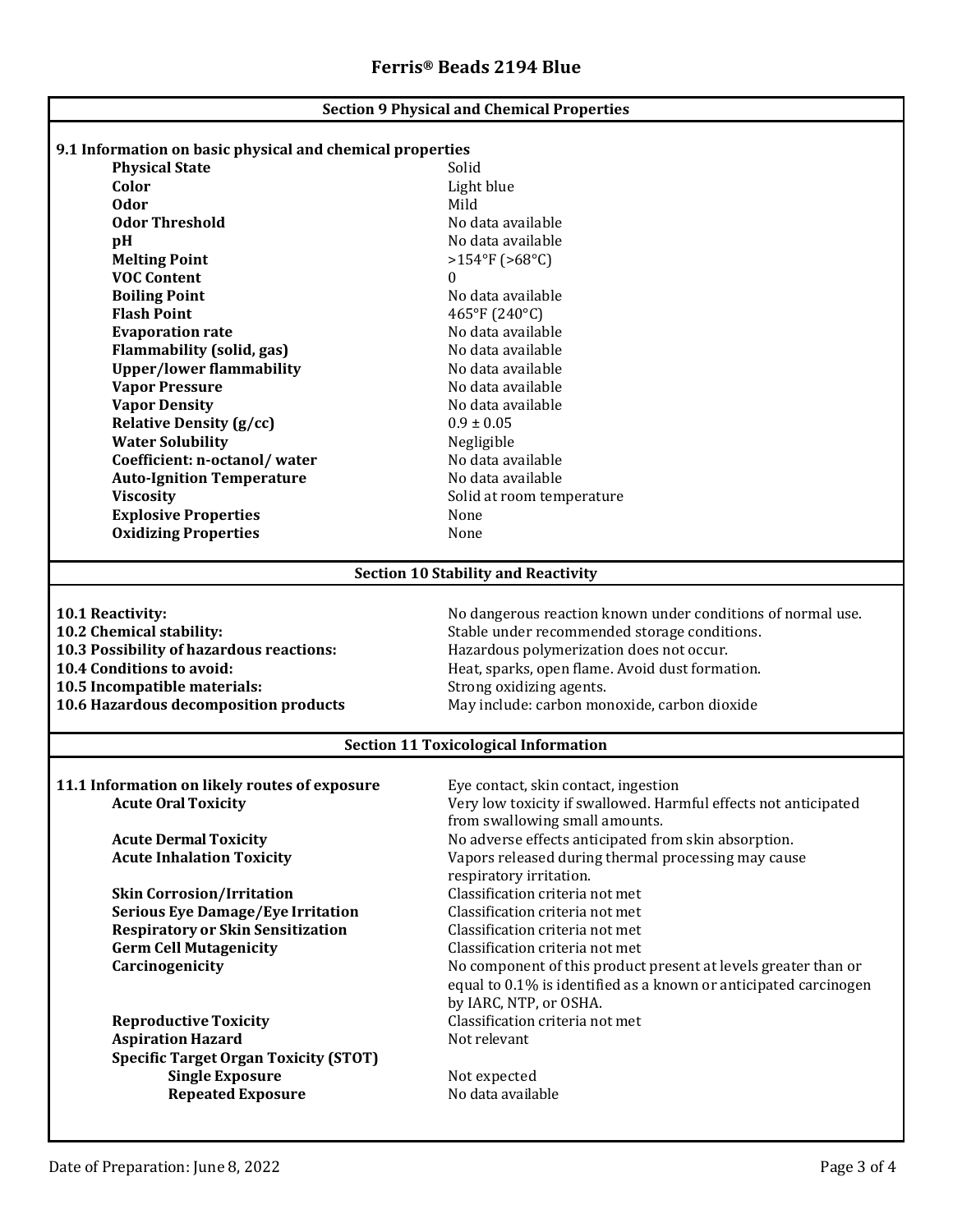## Section 9 Physical and Chemical Properties

### 9.1 Information on basic physical and chemical properties

| Property | Value |
|---|---|
| **Physical State** | Solid |
| **Color** | Light blue |
| **Odor** | Mild |
| **Odor Threshold** | No data available |
| **pH** | No data available |
| **Melting Point** | >154°F (>68°C) |
| **VOC Content** | 0 |
| **Boiling Point** | No data available |
| **Flash Point** | 465°F (240°C) |
| **Evaporation rate** | No data available |
| **Flammability (solid, gas)** | No data available |
| **Upper/lower flammability** | No data available |
| **Vapor Pressure** | No data available |
| **Vapor Density** | No data available |
| **Relative Density (g/cc)** | 0.9 ± 0.05 |
| **Water Solubility** | Negligible |
| **Coefficient: n-octanol/ water** | No data available |
| **Auto-Ignition Temperature** | No data available |
| **Viscosity** | Solid at room temperature |
| **Explosive Properties** | None |
| **Oxidizing Properties** | None |

## Section 10 Stability and Reactivity

| | |
|---|---|
| **10.1 Reactivity:** | No dangerous reaction known under conditions of normal use. |
| **10.2 Chemical stability:** | Stable under recommended storage conditions. |
| **10.3 Possibility of hazardous reactions:** | Hazardous polymerization does not occur. |
| **10.4 Conditions to avoid:** | Heat, sparks, open flame. Avoid dust formation. |
| **10.5 Incompatible materials:** | Strong oxidizing agents. |
| **10.6 Hazardous decomposition products** | May include: carbon monoxide, carbon dioxide |

## Section 11 Toxicological Information

| | |
|---|---|
| **11.1 Information on likely routes of exposure** | Eye contact, skin contact, ingestion |
| **Acute Oral Toxicity** | Very low toxicity if swallowed. Harmful effects not anticipated from swallowing small amounts. |
| **Acute Dermal Toxicity** | No adverse effects anticipated from skin absorption. |
| **Acute Inhalation Toxicity** | Vapors released during thermal processing may cause respiratory irritation. |
| **Skin Corrosion/Irritation** | Classification criteria not met |
| **Serious Eye Damage/Eye Irritation** | Classification criteria not met |
| **Respiratory or Skin Sensitization** | Classification criteria not met |
| **Germ Cell Mutagenicity** | Classification criteria not met |
| **Carcinogenicity** | No component of this product present at levels greater than or equal to 0.1% is identified as a known or anticipated carcinogen by IARC, NTP, or OSHA. |
| **Reproductive Toxicity** | Classification criteria not met |
| **Aspiration Hazard** | Not relevant |
| **Specific Target Organ Toxicity (STOT)** | |
| **Single Exposure** | Not expected |
| **Repeated Exposure** | No data available |

Date of Preparation: June 8, 2022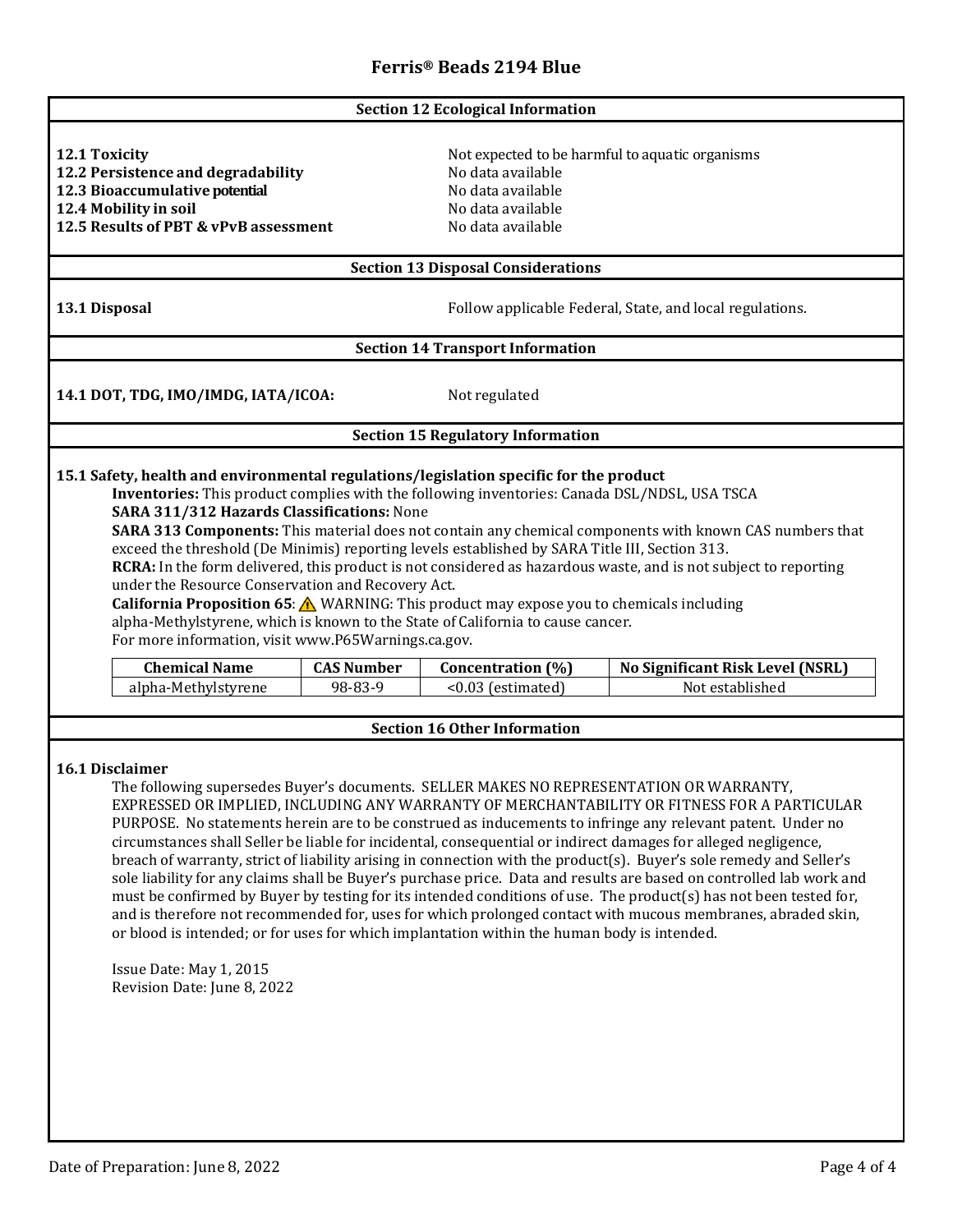## Section 12 Ecological Information

**12.1 Toxicity** Not expected to be harmful to aquatic organisms

**12.2 Persistence and degradability** No data available

**12.3 Bioaccumulative potential** No data available

**12.4 Mobility in soil** No data available

**12.5 Results of PBT & vPvB assessment** No data available

## Section 13 Disposal Considerations

**13.1 Disposal** Follow applicable Federal, State, and local regulations.

## Section 14 Transport Information

**14.1 DOT, TDG, IMO/IMDG, IATA/ICOA:** Not regulated

## Section 15 Regulatory Information

**15.1 Safety, health and environmental regulations/legislation specific for the product**

**Inventories:** This product complies with the following inventories: Canada DSL/NDSL, USA TSCA

**SARA 311/312 Hazards Classifications:** None

**SARA 313 Components:** This material does not contain any chemical components with known CAS numbers that exceed the threshold (De Minimis) reporting levels established by SARA Title III, Section 313.

**RCRA:** In the form delivered, this product is not considered as hazardous waste, and is not subject to reporting under the Resource Conservation and Recovery Act.

**California Proposition 65**: ⚠ WARNING: This product may expose you to chemicals including alpha-Methylstyrene, which is known to the State of California to cause cancer.
For more information, visit www.P65Warnings.ca.gov.

| Chemical Name | CAS Number | Concentration (%) | No Significant Risk Level (NSRL) |
|---|---|---|---|
| alpha-Methylstyrene | 98-83-9 | <0.03 (estimated) | Not established |

## Section 16 Other Information

**16.1 Disclaimer**

The following supersedes Buyer's documents. SELLER MAKES NO REPRESENTATION OR WARRANTY, EXPRESSED OR IMPLIED, INCLUDING ANY WARRANTY OF MERCHANTABILITY OR FITNESS FOR A PARTICULAR PURPOSE. No statements herein are to be construed as inducements to infringe any relevant patent. Under no circumstances shall Seller be liable for incidental, consequential or indirect damages for alleged negligence, breach of warranty, strict of liability arising in connection with the product(s). Buyer's sole remedy and Seller's sole liability for any claims shall be Buyer's purchase price. Data and results are based on controlled lab work and must be confirmed by Buyer by testing for its intended conditions of use. The product(s) has not been tested for, and is therefore not recommended for, uses for which prolonged contact with mucous membranes, abraded skin, or blood is intended; or for uses for which implantation within the human body is intended.

Issue Date: May 1, 2015
Revision Date: June 8, 2022